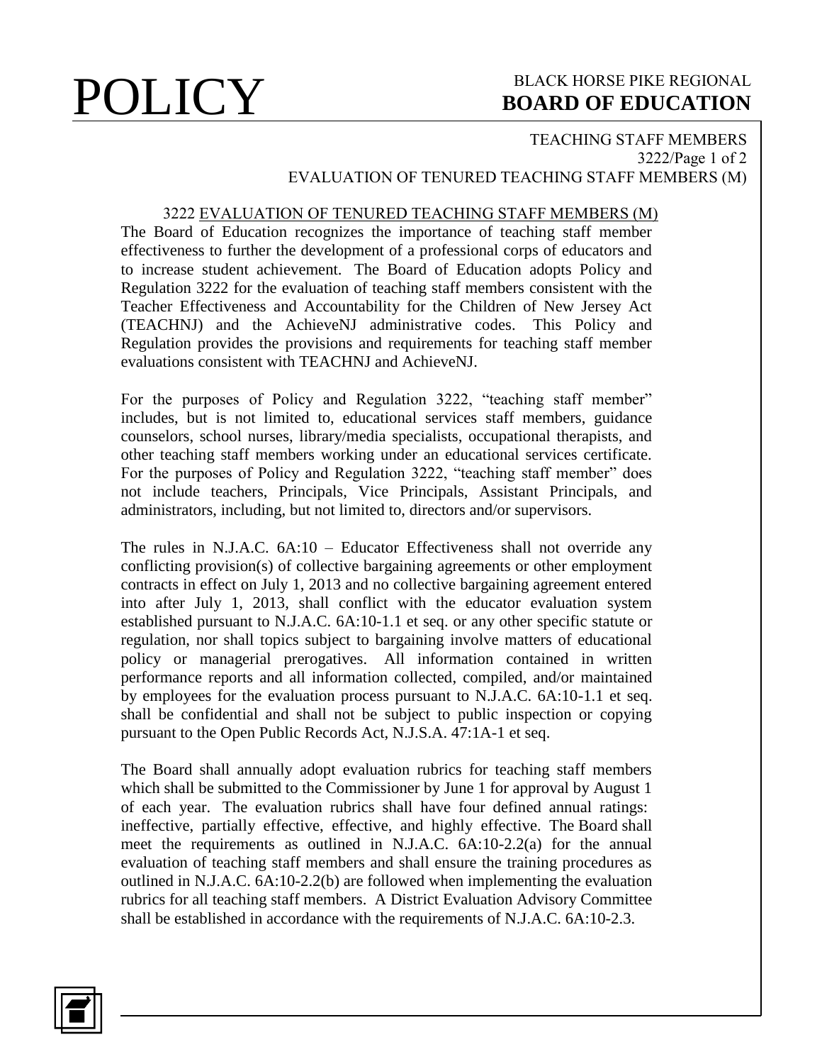# POLICY

## BLACK HORSE PIKE REGIONAL BOARD OF EDUCATION

TEACHING STAFF MEMBERS
EVALUATION OF TENURED TEACHING STAFF MEMBERS (M)

### 3222 EVALUATION OF TENURED TEACHING STAFF MEMBERS (M)

The Board of Education recognizes the importance of teaching staff member effectiveness to further the development of a professional corps of educators and to increase student achievement. The Board of Education adopts Policy and Regulation 3222 for the evaluation of teaching staff members consistent with the Teacher Effectiveness and Accountability for the Children of New Jersey Act (TEACHNJ) and the AchieveNJ administrative codes. This Policy and Regulation provides the provisions and requirements for teaching staff member evaluations consistent with TEACHNJ and AchieveNJ.

For the purposes of Policy and Regulation 3222, "teaching staff member" includes, but is not limited to, educational services staff members, guidance counselors, school nurses, library/media specialists, occupational therapists, and other teaching staff members working under an educational services certificate. For the purposes of Policy and Regulation 3222, "teaching staff member" does not include teachers, Principals, Vice Principals, Assistant Principals, and administrators, including, but not limited to, directors and/or supervisors.

The rules in N.J.A.C. 6A:10 – Educator Effectiveness shall not override any conflicting provision(s) of collective bargaining agreements or other employment contracts in effect on July 1, 2013 and no collective bargaining agreement entered into after July 1, 2013, shall conflict with the educator evaluation system established pursuant to N.J.A.C. 6A:10-1.1 et seq. or any other specific statute or regulation, nor shall topics subject to bargaining involve matters of educational policy or managerial prerogatives. All information contained in written performance reports and all information collected, compiled, and/or maintained by employees for the evaluation process pursuant to N.J.A.C. 6A:10-1.1 et seq. shall be confidential and shall not be subject to public inspection or copying pursuant to the Open Public Records Act, N.J.S.A. 47:1A-1 et seq.

The Board shall annually adopt evaluation rubrics for teaching staff members which shall be submitted to the Commissioner by June 1 for approval by August 1 of each year. The evaluation rubrics shall have four defined annual ratings: ineffective, partially effective, effective, and highly effective. The Board shall meet the requirements as outlined in N.J.A.C. 6A:10-2.2(a) for the annual evaluation of teaching staff members and shall ensure the training procedures as outlined in N.J.A.C. 6A:10-2.2(b) are followed when implementing the evaluation rubrics for all teaching staff members. A District Evaluation Advisory Committee shall be established in accordance with the requirements of N.J.A.C. 6A:10-2.3.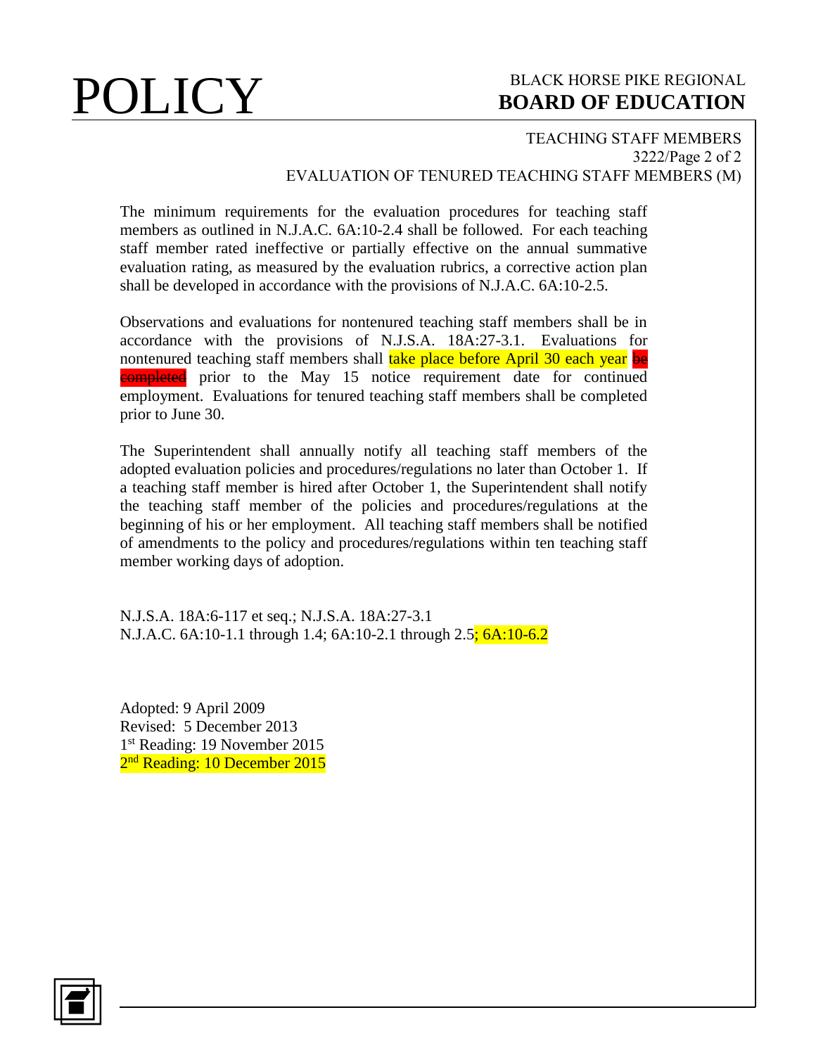The minimum requirements for the evaluation procedures for teaching staff members as outlined in N.J.A.C. 6A:10-2.4 shall be followed. For each teaching staff member rated ineffective or partially effective on the annual summative evaluation rating, as measured by the evaluation rubrics, a corrective action plan shall be developed in accordance with the provisions of N.J.A.C. 6A:10-2.5.

Observations and evaluations for nontenured teaching staff members shall be in accordance with the provisions of N.J.S.A. 18A:27-3.1. Evaluations for nontenured teaching staff members shall take place before April 30 each year ~~be completed~~ prior to the May 15 notice requirement date for continued employment. Evaluations for tenured teaching staff members shall be completed prior to June 30.

The Superintendent shall annually notify all teaching staff members of the adopted evaluation policies and procedures/regulations no later than October 1. If a teaching staff member is hired after October 1, the Superintendent shall notify the teaching staff member of the policies and procedures/regulations at the beginning of his or her employment. All teaching staff members shall be notified of amendments to the policy and procedures/regulations within ten teaching staff member working days of adoption.

N.J.S.A. 18A:6-117 et seq.; N.J.S.A. 18A:27-3.1
N.J.A.C. 6A:10-1.1 through 1.4; 6A:10-2.1 through 2.5; 6A:10-6.2

Adopted: 9 April 2009
Revised: 5 December 2013
1st Reading: 19 November 2015
2nd Reading: 10 December 2015